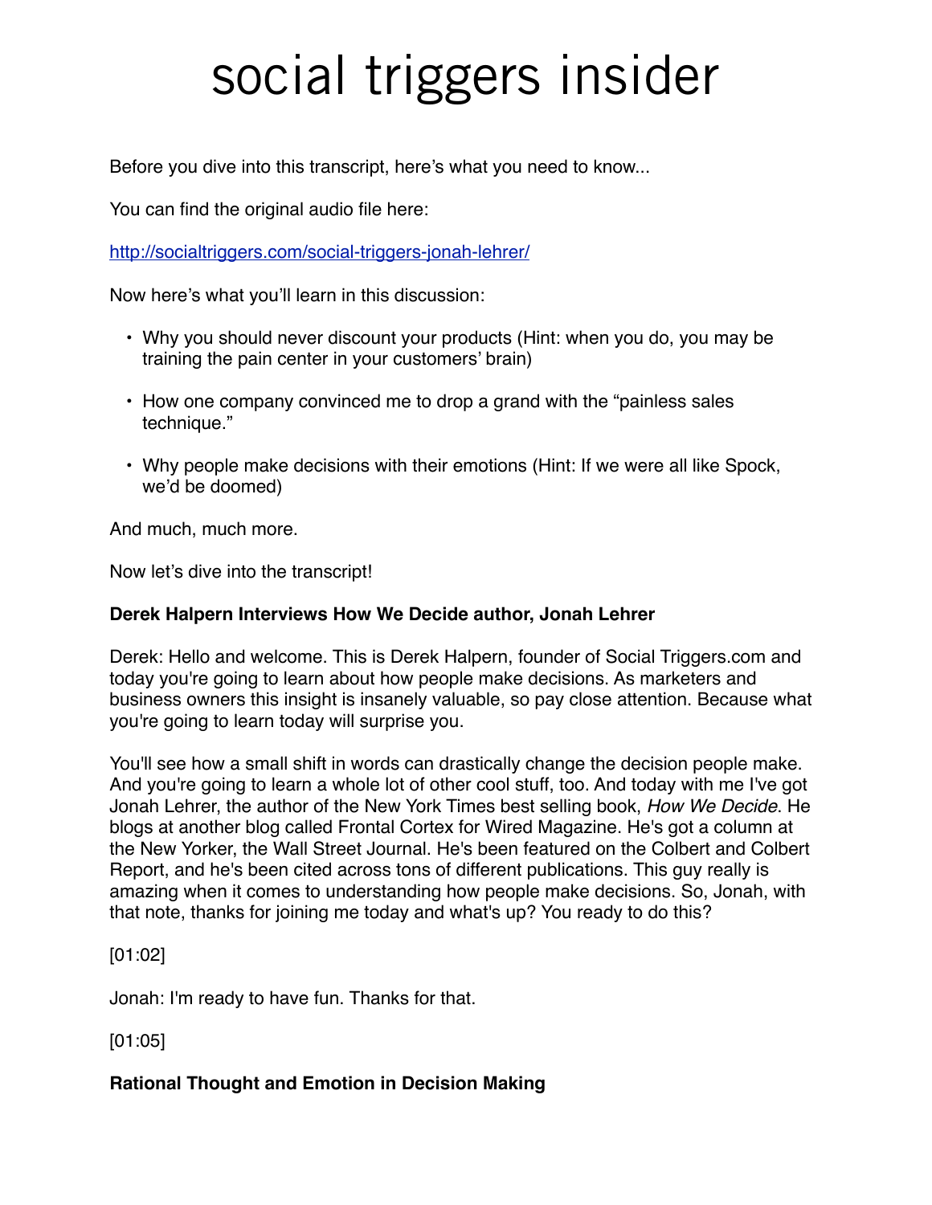# social triggers insider

Before you dive into this transcript, here's what you need to know...

You can find the original audio file here:

http://socialtriggers.com/social-triggers-jonah-lehrer/

Now here's what you'll learn in this discussion:

- Why you should never discount your products (Hint: when you do, you may be training the pain center in your customers' brain)
- How one company convinced me to drop a grand with the "painless sales technique."
- Why people make decisions with their emotions (Hint: If we were all like Spock, we'd be doomed)

And much, much more.

Now let's dive into the transcript!

**Derek Halpern Interviews How We Decide author, Jonah Lehrer**

Derek: Hello and welcome. This is Derek Halpern, founder of Social Triggers.com and today you're going to learn about how people make decisions. As marketers and business owners this insight is insanely valuable, so pay close attention. Because what you're going to learn today will surprise you.

You'll see how a small shift in words can drastically change the decision people make. And you're going to learn a whole lot of other cool stuff, too. And today with me I've got Jonah Lehrer, the author of the New York Times best selling book, *How We Decide*. He blogs at another blog called Frontal Cortex for Wired Magazine. He's got a column at the New Yorker, the Wall Street Journal. He's been featured on the Colbert and Colbert Report, and he's been cited across tons of different publications. This guy really is amazing when it comes to understanding how people make decisions. So, Jonah, with that note, thanks for joining me today and what's up? You ready to do this?

[01:02]

Jonah: I'm ready to have fun. Thanks for that.

[01:05]

**Rational Thought and Emotion in Decision Making**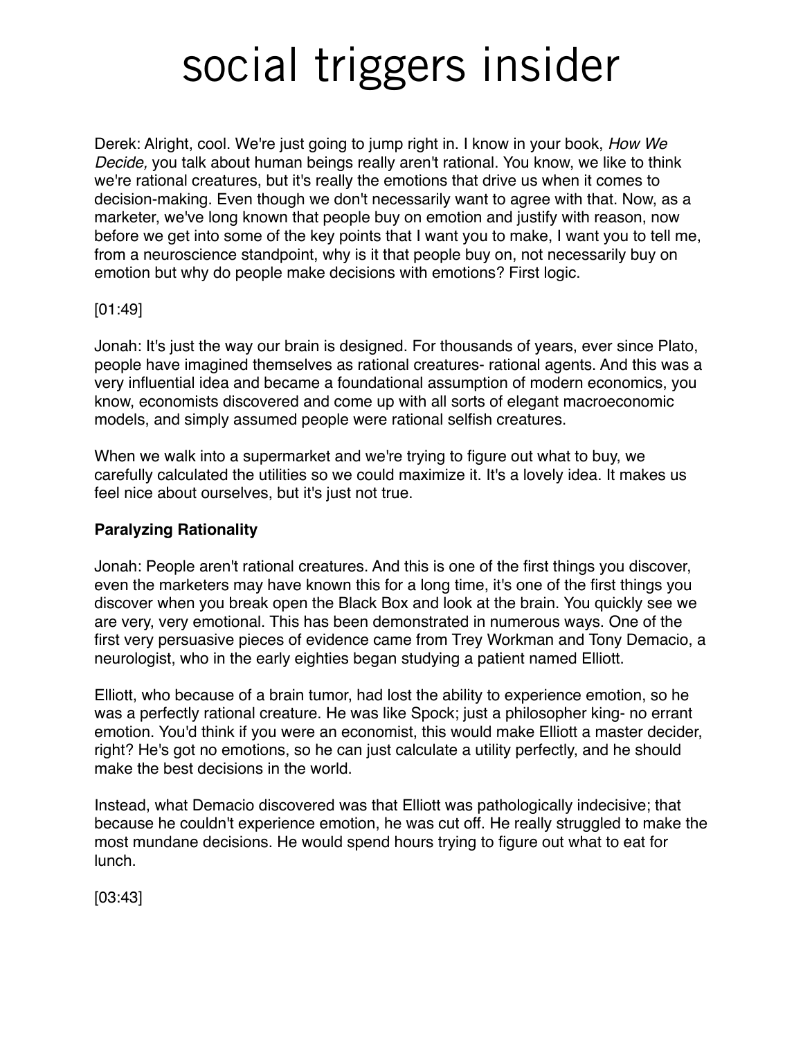Derek: Alright, cool. We're just going to jump right in. I know in your book, *How We Decide,* you talk about human beings really aren't rational. You know, we like to think we're rational creatures, but it's really the emotions that drive us when it comes to decision-making. Even though we don't necessarily want to agree with that. Now, as a marketer, we've long known that people buy on emotion and justify with reason, now before we get into some of the key points that I want you to make, I want you to tell me, from a neuroscience standpoint, why is it that people buy on, not necessarily buy on emotion but why do people make decisions with emotions? First logic.

[01:49]

Jonah: It's just the way our brain is designed. For thousands of years, ever since Plato, people have imagined themselves as rational creatures- rational agents. And this was a very influential idea and became a foundational assumption of modern economics, you know, economists discovered and come up with all sorts of elegant macroeconomic models, and simply assumed people were rational selfish creatures.

When we walk into a supermarket and we're trying to figure out what to buy, we carefully calculated the utilities so we could maximize it. It's a lovely idea. It makes us feel nice about ourselves, but it's just not true.

**Paralyzing Rationality**

Jonah: People aren't rational creatures. And this is one of the first things you discover, even the marketers may have known this for a long time, it's one of the first things you discover when you break open the Black Box and look at the brain. You quickly see we are very, very emotional. This has been demonstrated in numerous ways. One of the first very persuasive pieces of evidence came from Trey Workman and Tony Demacio, a neurologist, who in the early eighties began studying a patient named Elliott.

Elliott, who because of a brain tumor, had lost the ability to experience emotion, so he was a perfectly rational creature. He was like Spock; just a philosopher king- no errant emotion. You'd think if you were an economist, this would make Elliott a master decider, right? He's got no emotions, so he can just calculate a utility perfectly, and he should make the best decisions in the world.

Instead, what Demacio discovered was that Elliott was pathologically indecisive; that because he couldn't experience emotion, he was cut off. He really struggled to make the most mundane decisions. He would spend hours trying to figure out what to eat for lunch.

[03:43]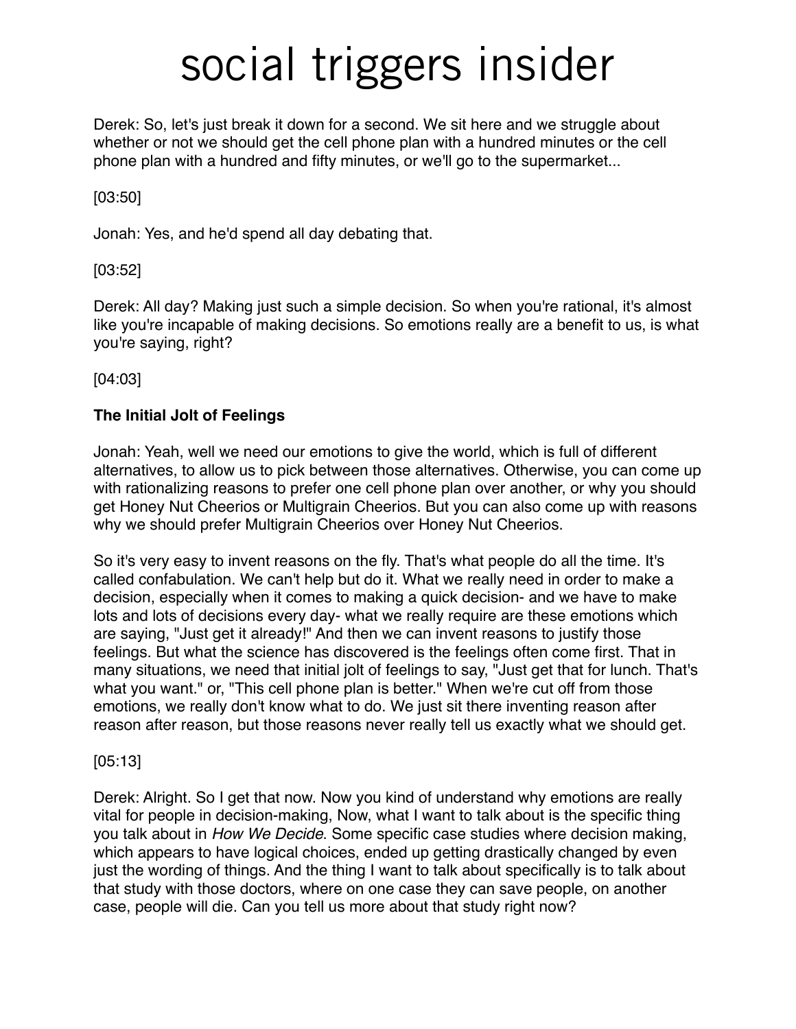Derek: So, let's just break it down for a second. We sit here and we struggle about whether or not we should get the cell phone plan with a hundred minutes or the cell phone plan with a hundred and fifty minutes, or we'll go to the supermarket...

[03:50]

Jonah: Yes, and he'd spend all day debating that.

[03:52]

Derek: All day? Making just such a simple decision. So when you're rational, it's almost like you're incapable of making decisions. So emotions really are a benefit to us, is what you're saying, right?

[04:03]

**The Initial Jolt of Feelings**

Jonah: Yeah, well we need our emotions to give the world, which is full of different alternatives, to allow us to pick between those alternatives. Otherwise, you can come up with rationalizing reasons to prefer one cell phone plan over another, or why you should get Honey Nut Cheerios or Multigrain Cheerios. But you can also come up with reasons why we should prefer Multigrain Cheerios over Honey Nut Cheerios.

So it's very easy to invent reasons on the fly. That's what people do all the time. It's called confabulation. We can't help but do it. What we really need in order to make a decision, especially when it comes to making a quick decision- and we have to make lots and lots of decisions every day- what we really require are these emotions which are saying, "Just get it already!" And then we can invent reasons to justify those feelings. But what the science has discovered is the feelings often come first. That in many situations, we need that initial jolt of feelings to say, "Just get that for lunch. That's what you want." or, "This cell phone plan is better." When we're cut off from those emotions, we really don't know what to do. We just sit there inventing reason after reason after reason, but those reasons never really tell us exactly what we should get.

[05:13]

Derek: Alright. So I get that now. Now you kind of understand why emotions are really vital for people in decision-making, Now, what I want to talk about is the specific thing you talk about in *How We Decide*. Some specific case studies where decision making, which appears to have logical choices, ended up getting drastically changed by even just the wording of things. And the thing I want to talk about specifically is to talk about that study with those doctors, where on one case they can save people, on another case, people will die. Can you tell us more about that study right now?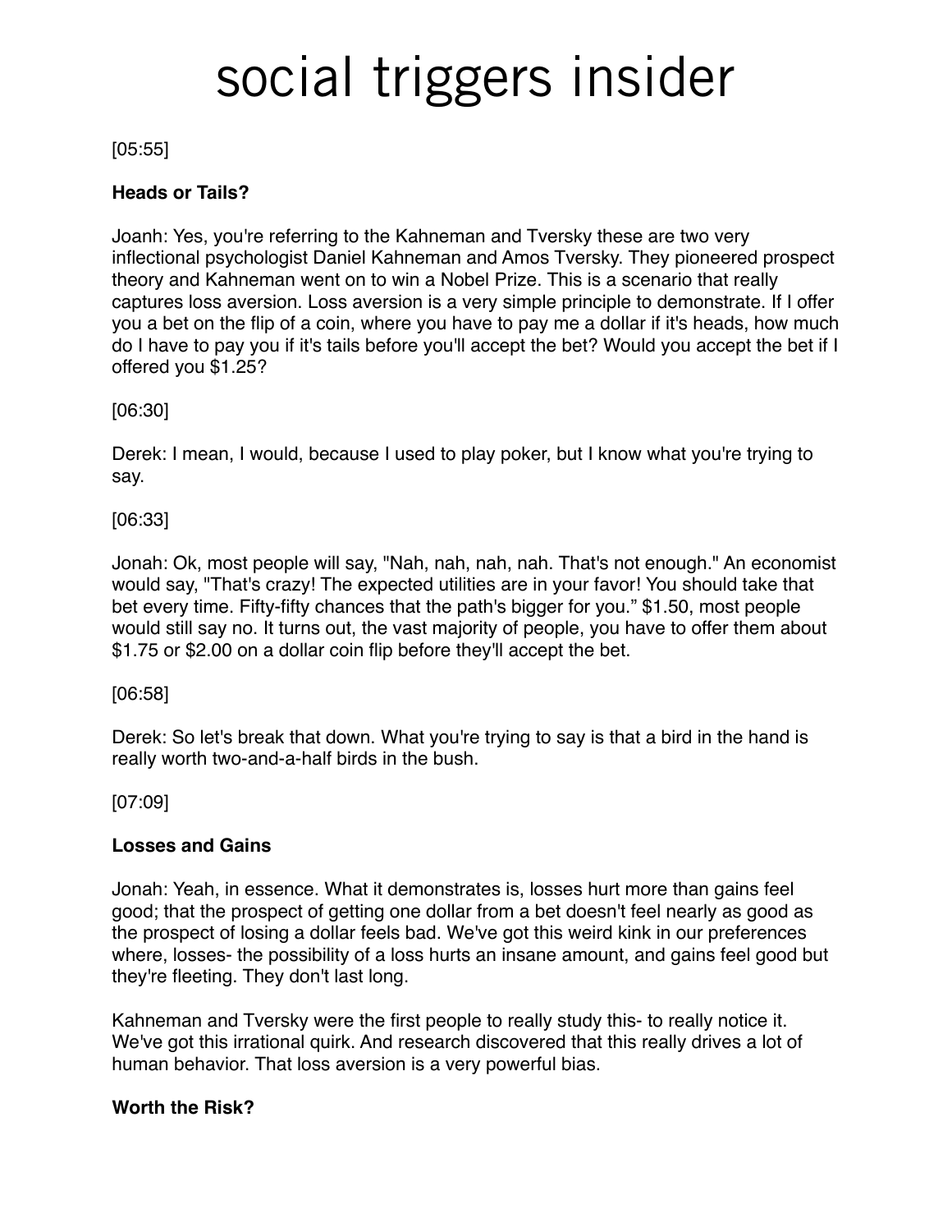[05:55]

**Heads or Tails?**

Joanh: Yes, you're referring to the Kahneman and Tversky these are two very inflectional psychologist Daniel Kahneman and Amos Tversky. They pioneered prospect theory and Kahneman went on to win a Nobel Prize. This is a scenario that really captures loss aversion. Loss aversion is a very simple principle to demonstrate. If I offer you a bet on the flip of a coin, where you have to pay me a dollar if it's heads, how much do I have to pay you if it's tails before you'll accept the bet? Would you accept the bet if I offered you $1.25?

[06:30]

Derek: I mean, I would, because I used to play poker, but I know what you're trying to say.

[06:33]

Jonah: Ok, most people will say, "Nah, nah, nah, nah. That's not enough." An economist would say, "That's crazy! The expected utilities are in your favor! You should take that bet every time. Fifty-fifty chances that the path's bigger for you." $1.50, most people would still say no. It turns out, the vast majority of people, you have to offer them about $1.75 or $2.00 on a dollar coin flip before they'll accept the bet.

[06:58]

Derek: So let's break that down. What you're trying to say is that a bird in the hand is really worth two-and-a-half birds in the bush.

[07:09]

**Losses and Gains**

Jonah: Yeah, in essence. What it demonstrates is, losses hurt more than gains feel good; that the prospect of getting one dollar from a bet doesn't feel nearly as good as the prospect of losing a dollar feels bad. We've got this weird kink in our preferences where, losses- the possibility of a loss hurts an insane amount, and gains feel good but they're fleeting. They don't last long.

Kahneman and Tversky were the first people to really study this- to really notice it. We've got this irrational quirk. And research discovered that this really drives a lot of human behavior. That loss aversion is a very powerful bias.

**Worth the Risk?**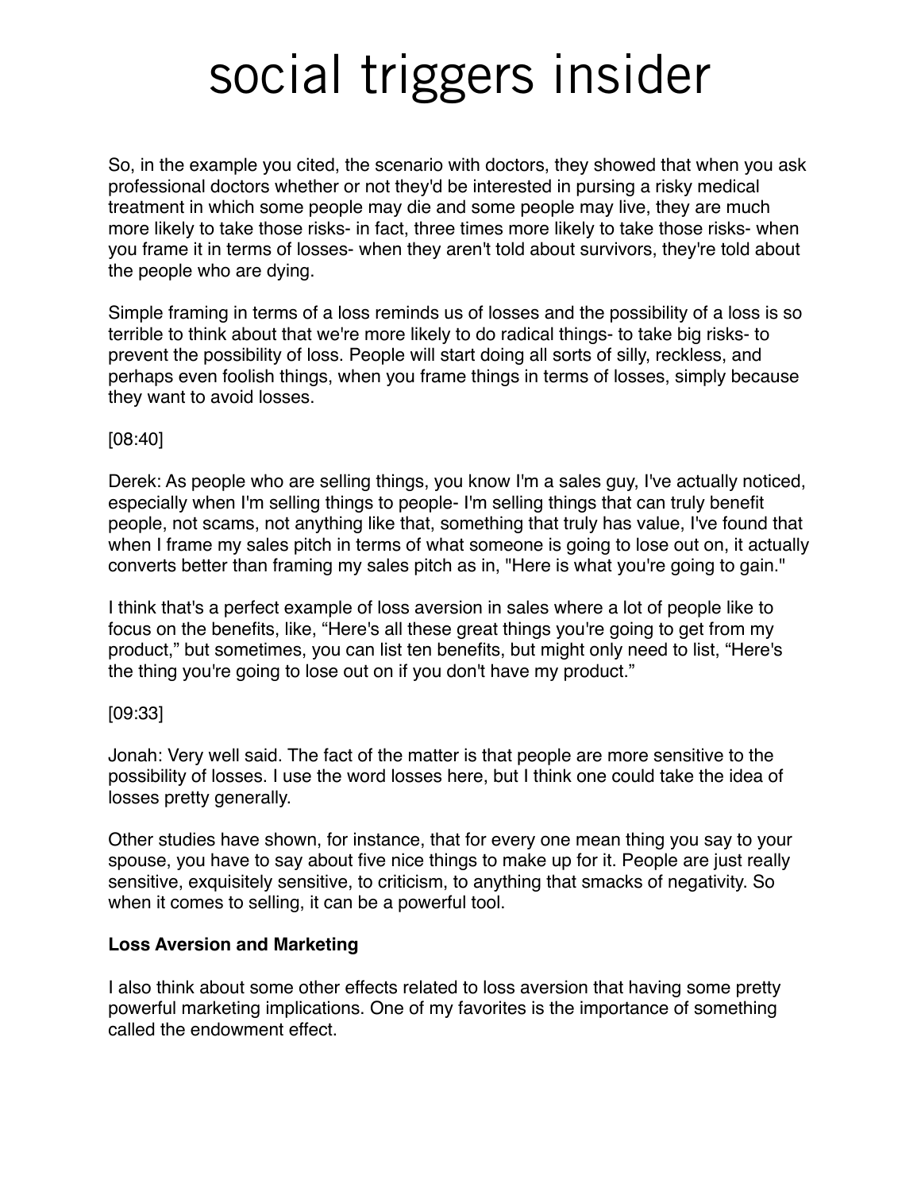So, in the example you cited, the scenario with doctors, they showed that when you ask professional doctors whether or not they'd be interested in pursing a risky medical treatment in which some people may die and some people may live, they are much more likely to take those risks- in fact, three times more likely to take those risks- when you frame it in terms of losses- when they aren't told about survivors, they're told about the people who are dying.

Simple framing in terms of a loss reminds us of losses and the possibility of a loss is so terrible to think about that we're more likely to do radical things- to take big risks- to prevent the possibility of loss. People will start doing all sorts of silly, reckless, and perhaps even foolish things, when you frame things in terms of losses, simply because they want to avoid losses.

[08:40]

Derek: As people who are selling things, you know I'm a sales guy, I've actually noticed, especially when I'm selling things to people- I'm selling things that can truly benefit people, not scams, not anything like that, something that truly has value, I've found that when I frame my sales pitch in terms of what someone is going to lose out on, it actually converts better than framing my sales pitch as in, "Here is what you're going to gain."

I think that's a perfect example of loss aversion in sales where a lot of people like to focus on the benefits, like, "Here's all these great things you're going to get from my product," but sometimes, you can list ten benefits, but might only need to list, "Here's the thing you're going to lose out on if you don't have my product."

[09:33]

Jonah: Very well said. The fact of the matter is that people are more sensitive to the possibility of losses. I use the word losses here, but I think one could take the idea of losses pretty generally.

Other studies have shown, for instance, that for every one mean thing you say to your spouse, you have to say about five nice things to make up for it. People are just really sensitive, exquisitely sensitive, to criticism, to anything that smacks of negativity. So when it comes to selling, it can be a powerful tool.

**Loss Aversion and Marketing**

I also think about some other effects related to loss aversion that having some pretty powerful marketing implications. One of my favorites is the importance of something called the endowment effect.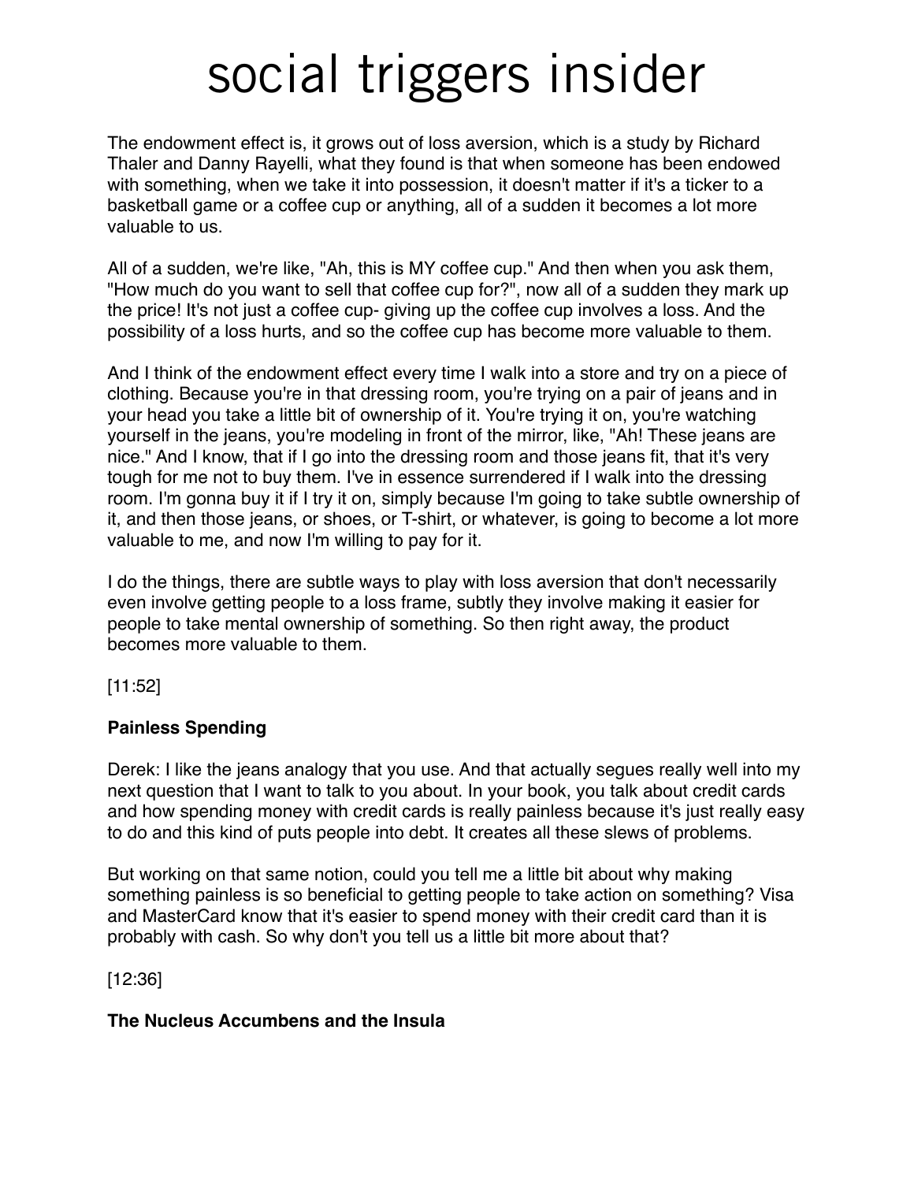The endowment effect is, it grows out of loss aversion, which is a study by Richard Thaler and Danny Rayelli, what they found is that when someone has been endowed with something, when we take it into possession, it doesn't matter if it's a ticker to a basketball game or a coffee cup or anything, all of a sudden it becomes a lot more valuable to us.

All of a sudden, we're like, "Ah, this is MY coffee cup." And then when you ask them, "How much do you want to sell that coffee cup for?", now all of a sudden they mark up the price! It's not just a coffee cup- giving up the coffee cup involves a loss. And the possibility of a loss hurts, and so the coffee cup has become more valuable to them.

And I think of the endowment effect every time I walk into a store and try on a piece of clothing. Because you're in that dressing room, you're trying on a pair of jeans and in your head you take a little bit of ownership of it. You're trying it on, you're watching yourself in the jeans, you're modeling in front of the mirror, like, "Ah! These jeans are nice." And I know, that if I go into the dressing room and those jeans fit, that it's very tough for me not to buy them. I've in essence surrendered if I walk into the dressing room. I'm gonna buy it if I try it on, simply because I'm going to take subtle ownership of it, and then those jeans, or shoes, or T-shirt, or whatever, is going to become a lot more valuable to me, and now I'm willing to pay for it.

I do the things, there are subtle ways to play with loss aversion that don't necessarily even involve getting people to a loss frame, subtly they involve making it easier for people to take mental ownership of something. So then right away, the product becomes more valuable to them.

[11:52]

**Painless Spending**

Derek: I like the jeans analogy that you use. And that actually segues really well into my next question that I want to talk to you about. In your book, you talk about credit cards and how spending money with credit cards is really painless because it's just really easy to do and this kind of puts people into debt. It creates all these slews of problems.

But working on that same notion, could you tell me a little bit about why making something painless is so beneficial to getting people to take action on something? Visa and MasterCard know that it's easier to spend money with their credit card than it is probably with cash. So why don't you tell us a little bit more about that?

[12:36]

**The Nucleus Accumbens and the Insula**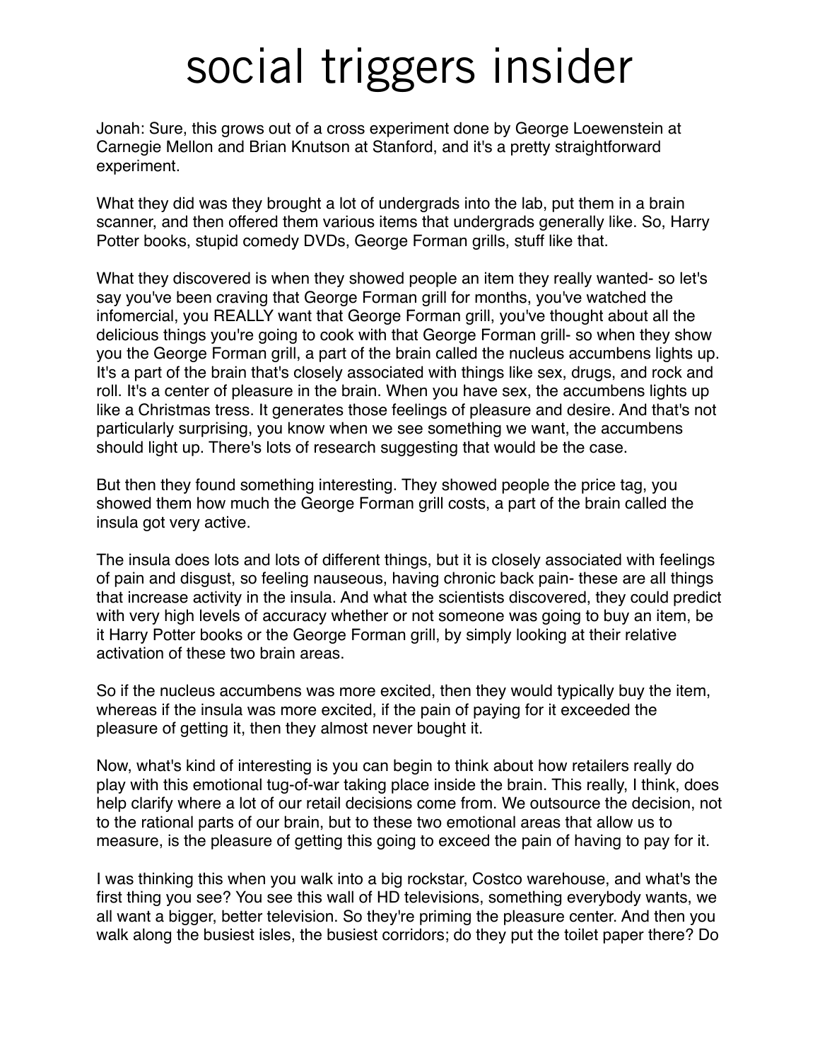Jonah: Sure, this grows out of a cross experiment done by George Loewenstein at Carnegie Mellon and Brian Knutson at Stanford, and it's a pretty straightforward experiment.

What they did was they brought a lot of undergrads into the lab, put them in a brain scanner, and then offered them various items that undergrads generally like. So, Harry Potter books, stupid comedy DVDs, George Forman grills, stuff like that.

What they discovered is when they showed people an item they really wanted- so let's say you've been craving that George Forman grill for months, you've watched the infomercial, you REALLY want that George Forman grill, you've thought about all the delicious things you're going to cook with that George Forman grill- so when they show you the George Forman grill, a part of the brain called the nucleus accumbens lights up. It's a part of the brain that's closely associated with things like sex, drugs, and rock and roll. It's a center of pleasure in the brain. When you have sex, the accumbens lights up like a Christmas tress. It generates those feelings of pleasure and desire. And that's not particularly surprising, you know when we see something we want, the accumbens should light up. There's lots of research suggesting that would be the case.

But then they found something interesting. They showed people the price tag, you showed them how much the George Forman grill costs, a part of the brain called the insula got very active.

The insula does lots and lots of different things, but it is closely associated with feelings of pain and disgust, so feeling nauseous, having chronic back pain- these are all things that increase activity in the insula. And what the scientists discovered, they could predict with very high levels of accuracy whether or not someone was going to buy an item, be it Harry Potter books or the George Forman grill, by simply looking at their relative activation of these two brain areas.

So if the nucleus accumbens was more excited, then they would typically buy the item, whereas if the insula was more excited, if the pain of paying for it exceeded the pleasure of getting it, then they almost never bought it.

Now, what's kind of interesting is you can begin to think about how retailers really do play with this emotional tug-of-war taking place inside the brain. This really, I think, does help clarify where a lot of our retail decisions come from. We outsource the decision, not to the rational parts of our brain, but to these two emotional areas that allow us to measure, is the pleasure of getting this going to exceed the pain of having to pay for it.

I was thinking this when you walk into a big rockstar, Costco warehouse, and what's the first thing you see? You see this wall of HD televisions, something everybody wants, we all want a bigger, better television. So they're priming the pleasure center. And then you walk along the busiest isles, the busiest corridors; do they put the toilet paper there? Do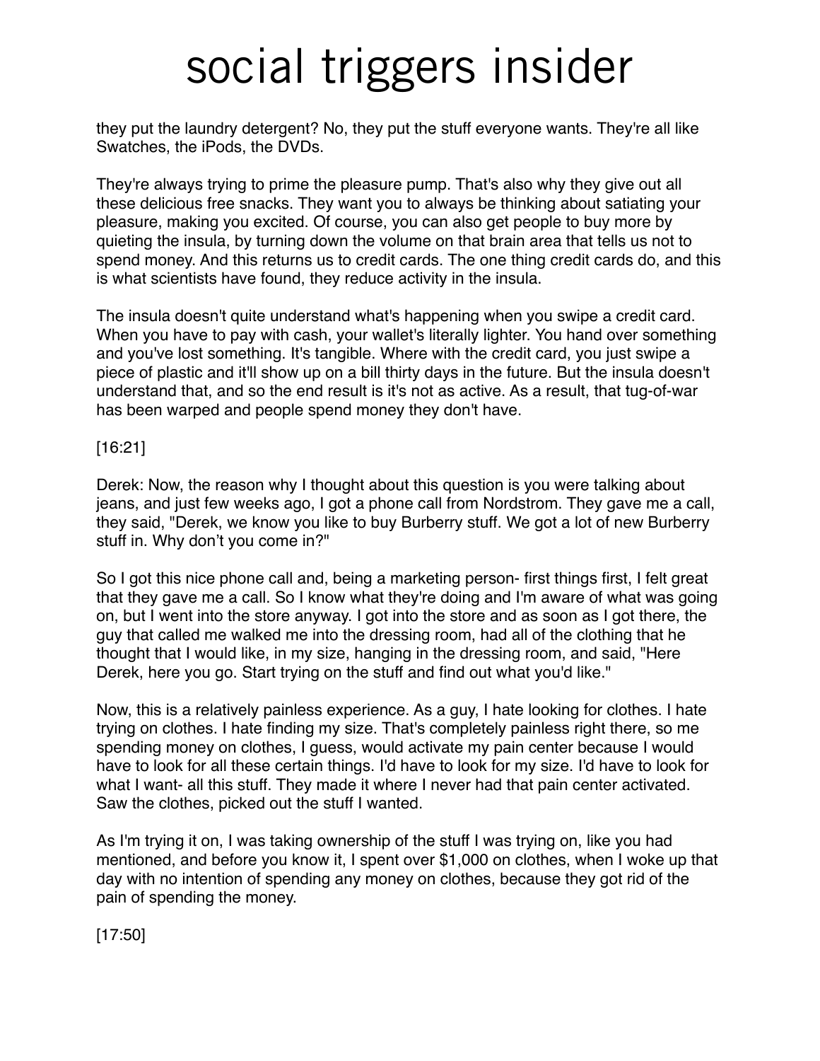they put the laundry detergent? No, they put the stuff everyone wants. They're all like Swatches, the iPods, the DVDs.

They're always trying to prime the pleasure pump. That's also why they give out all these delicious free snacks. They want you to always be thinking about satiating your pleasure, making you excited. Of course, you can also get people to buy more by quieting the insula, by turning down the volume on that brain area that tells us not to spend money. And this returns us to credit cards. The one thing credit cards do, and this is what scientists have found, they reduce activity in the insula.

The insula doesn't quite understand what's happening when you swipe a credit card. When you have to pay with cash, your wallet's literally lighter. You hand over something and you've lost something. It's tangible. Where with the credit card, you just swipe a piece of plastic and it'll show up on a bill thirty days in the future. But the insula doesn't understand that, and so the end result is it's not as active. As a result, that tug-of-war has been warped and people spend money they don't have.

[16:21]

Derek: Now, the reason why I thought about this question is you were talking about jeans, and just few weeks ago, I got a phone call from Nordstrom. They gave me a call, they said, "Derek, we know you like to buy Burberry stuff. We got a lot of new Burberry stuff in. Why don't you come in?"

So I got this nice phone call and, being a marketing person- first things first, I felt great that they gave me a call. So I know what they're doing and I'm aware of what was going on, but I went into the store anyway. I got into the store and as soon as I got there, the guy that called me walked me into the dressing room, had all of the clothing that he thought that I would like, in my size, hanging in the dressing room, and said, "Here Derek, here you go. Start trying on the stuff and find out what you'd like."

Now, this is a relatively painless experience. As a guy, I hate looking for clothes. I hate trying on clothes. I hate finding my size. That's completely painless right there, so me spending money on clothes, I guess, would activate my pain center because I would have to look for all these certain things. I'd have to look for my size. I'd have to look for what I want- all this stuff. They made it where I never had that pain center activated. Saw the clothes, picked out the stuff I wanted.

As I'm trying it on, I was taking ownership of the stuff I was trying on, like you had mentioned, and before you know it, I spent over $1,000 on clothes, when I woke up that day with no intention of spending any money on clothes, because they got rid of the pain of spending the money.

[17:50]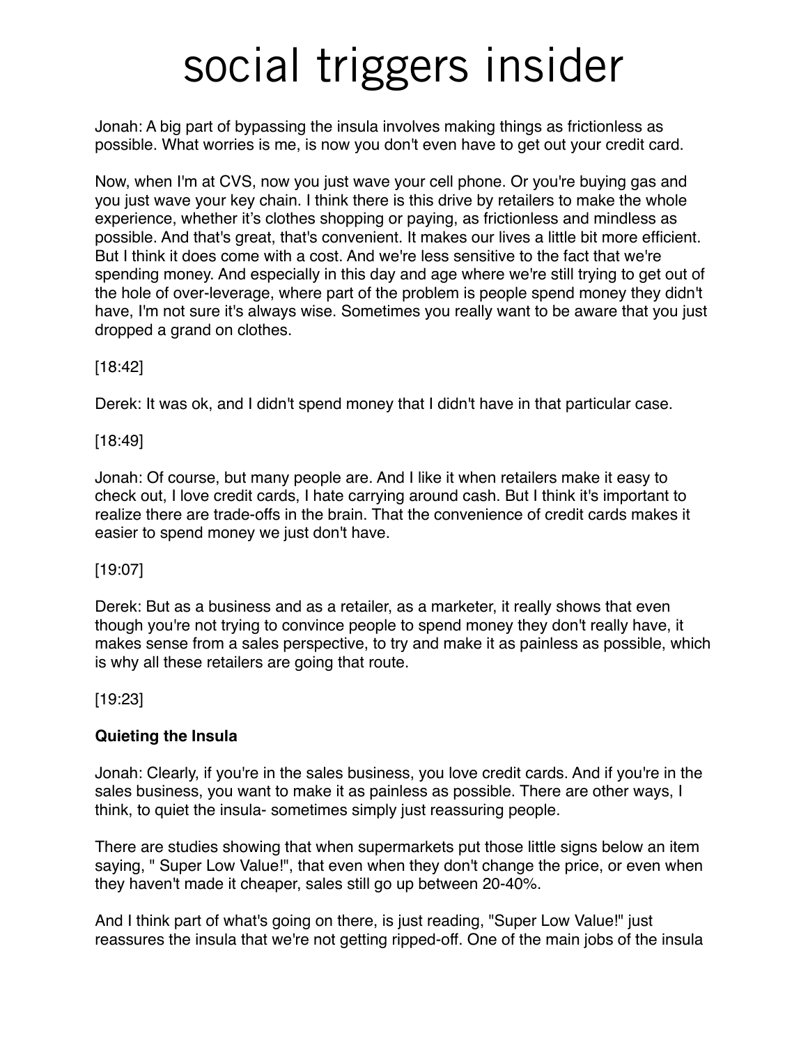Jonah: A big part of bypassing the insula involves making things as frictionless as possible. What worries is me, is now you don't even have to get out your credit card.

Now, when I'm at CVS, now you just wave your cell phone. Or you're buying gas and you just wave your key chain. I think there is this drive by retailers to make the whole experience, whether it's clothes shopping or paying, as frictionless and mindless as possible. And that's great, that's convenient. It makes our lives a little bit more efficient. But I think it does come with a cost. And we're less sensitive to the fact that we're spending money. And especially in this day and age where we're still trying to get out of the hole of over-leverage, where part of the problem is people spend money they didn't have, I'm not sure it's always wise. Sometimes you really want to be aware that you just dropped a grand on clothes.

[18:42]

Derek: It was ok, and I didn't spend money that I didn't have in that particular case.

[18:49]

Jonah: Of course, but many people are. And I like it when retailers make it easy to check out, I love credit cards, I hate carrying around cash. But I think it's important to realize there are trade-offs in the brain. That the convenience of credit cards makes it easier to spend money we just don't have.

[19:07]

Derek: But as a business and as a retailer, as a marketer, it really shows that even though you're not trying to convince people to spend money they don't really have, it makes sense from a sales perspective, to try and make it as painless as possible, which is why all these retailers are going that route.

[19:23]

**Quieting the Insula**

Jonah: Clearly, if you're in the sales business, you love credit cards. And if you're in the sales business, you want to make it as painless as possible. There are other ways, I think, to quiet the insula- sometimes simply just reassuring people.

There are studies showing that when supermarkets put those little signs below an item saying, " Super Low Value!", that even when they don't change the price, or even when they haven't made it cheaper, sales still go up between 20-40%.

And I think part of what's going on there, is just reading, "Super Low Value!" just reassures the insula that we're not getting ripped-off. One of the main jobs of the insula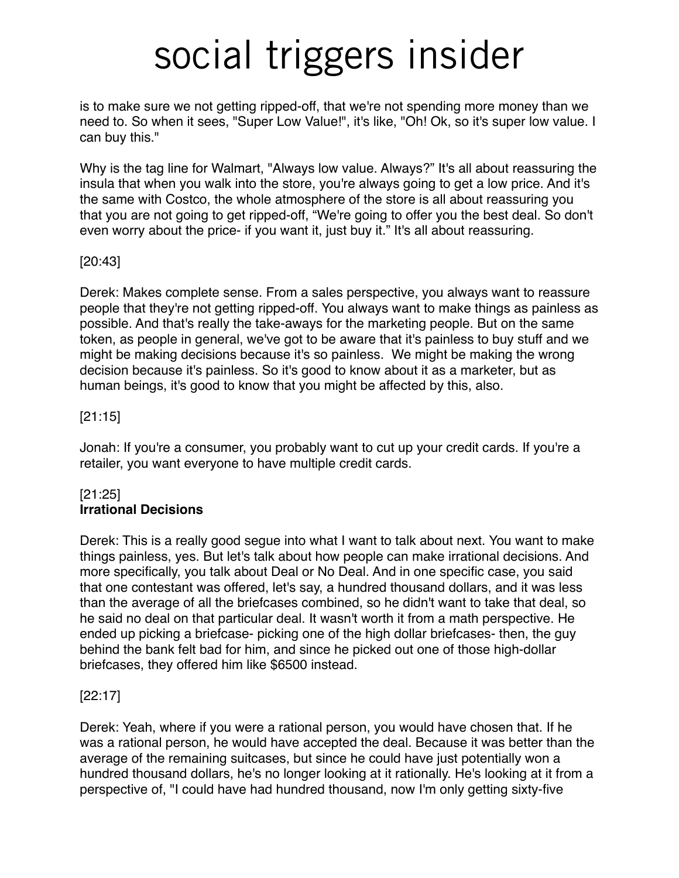is to make sure we not getting ripped-off, that we're not spending more money than we need to. So when it sees, "Super Low Value!", it's like, "Oh! Ok, so it's super low value. I can buy this."

Why is the tag line for Walmart, "Always low value. Always?" It's all about reassuring the insula that when you walk into the store, you're always going to get a low price. And it's the same with Costco, the whole atmosphere of the store is all about reassuring you that you are not going to get ripped-off, "We're going to offer you the best deal. So don't even worry about the price- if you want it, just buy it." It's all about reassuring.

[20:43]

Derek: Makes complete sense. From a sales perspective, you always want to reassure people that they're not getting ripped-off. You always want to make things as painless as possible. And that's really the take-aways for the marketing people. But on the same token, as people in general, we've got to be aware that it's painless to buy stuff and we might be making decisions because it's so painless. We might be making the wrong decision because it's painless. So it's good to know about it as a marketer, but as human beings, it's good to know that you might be affected by this, also.

[21:15]

Jonah: If you're a consumer, you probably want to cut up your credit cards. If you're a retailer, you want everyone to have multiple credit cards.

[21:25]
**Irrational Decisions**

Derek: This is a really good segue into what I want to talk about next. You want to make things painless, yes. But let's talk about how people can make irrational decisions. And more specifically, you talk about Deal or No Deal. And in one specific case, you said that one contestant was offered, let's say, a hundred thousand dollars, and it was less than the average of all the briefcases combined, so he didn't want to take that deal, so he said no deal on that particular deal. It wasn't worth it from a math perspective. He ended up picking a briefcase- picking one of the high dollar briefcases- then, the guy behind the bank felt bad for him, and since he picked out one of those high-dollar briefcases, they offered him like $6500 instead.

[22:17]

Derek: Yeah, where if you were a rational person, you would have chosen that. If he was a rational person, he would have accepted the deal. Because it was better than the average of the remaining suitcases, but since he could have just potentially won a hundred thousand dollars, he's no longer looking at it rationally. He's looking at it from a perspective of, "I could have had hundred thousand, now I'm only getting sixty-five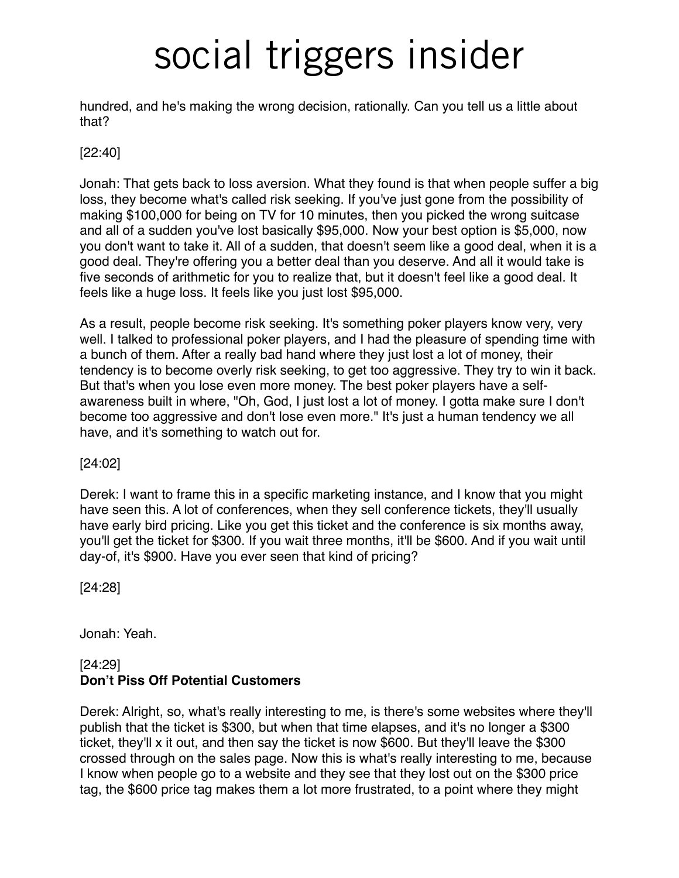hundred, and he's making the wrong decision, rationally. Can you tell us a little about that?

[22:40]

Jonah: That gets back to loss aversion. What they found is that when people suffer a big loss, they become what's called risk seeking. If you've just gone from the possibility of making $100,000 for being on TV for 10 minutes, then you picked the wrong suitcase and all of a sudden you've lost basically $95,000. Now your best option is $5,000, now you don't want to take it. All of a sudden, that doesn't seem like a good deal, when it is a good deal. They're offering you a better deal than you deserve. And all it would take is five seconds of arithmetic for you to realize that, but it doesn't feel like a good deal. It feels like a huge loss. It feels like you just lost $95,000.

As a result, people become risk seeking. It's something poker players know very, very well. I talked to professional poker players, and I had the pleasure of spending time with a bunch of them. After a really bad hand where they just lost a lot of money, their tendency is to become overly risk seeking, to get too aggressive. They try to win it back. But that's when you lose even more money. The best poker players have a self-awareness built in where, "Oh, God, I just lost a lot of money. I gotta make sure I don't become too aggressive and don't lose even more." It's just a human tendency we all have, and it's something to watch out for.

[24:02]

Derek: I want to frame this in a specific marketing instance, and I know that you might have seen this. A lot of conferences, when they sell conference tickets, they'll usually have early bird pricing. Like you get this ticket and the conference is six months away, you'll get the ticket for $300. If you wait three months, it'll be $600. And if you wait until day-of, it's $900. Have you ever seen that kind of pricing?

[24:28]

Jonah: Yeah.

[24:29]
**Don't Piss Off Potential Customers**

Derek: Alright, so, what's really interesting to me, is there's some websites where they'll publish that the ticket is $300, but when that time elapses, and it's no longer a $300 ticket, they'll x it out, and then say the ticket is now $600. But they'll leave the $300 crossed through on the sales page. Now this is what's really interesting to me, because I know when people go to a website and they see that they lost out on the $300 price tag, the $600 price tag makes them a lot more frustrated, to a point where they might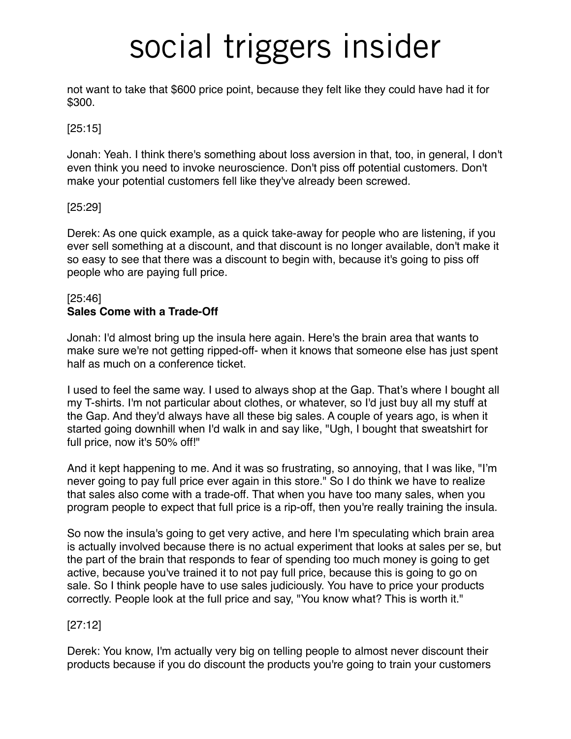not want to take that $600 price point, because they felt like they could have had it for $300.

[25:15]

Jonah: Yeah. I think there's something about loss aversion in that, too, in general, I don't even think you need to invoke neuroscience. Don't piss off potential customers. Don't make your potential customers fell like they've already been screwed.

[25:29]

Derek: As one quick example, as a quick take-away for people who are listening, if you ever sell something at a discount, and that discount is no longer available, don't make it so easy to see that there was a discount to begin with, because it's going to piss off people who are paying full price.

[25:46]

**Sales Come with a Trade-Off**

Jonah: I'd almost bring up the insula here again. Here's the brain area that wants to make sure we're not getting ripped-off- when it knows that someone else has just spent half as much on a conference ticket.

I used to feel the same way. I used to always shop at the Gap. That's where I bought all my T-shirts. I'm not particular about clothes, or whatever, so I'd just buy all my stuff at the Gap. And they'd always have all these big sales. A couple of years ago, is when it started going downhill when I'd walk in and say like, "Ugh, I bought that sweatshirt for full price, now it's 50% off!"

And it kept happening to me. And it was so frustrating, so annoying, that I was like, "I'm never going to pay full price ever again in this store." So I do think we have to realize that sales also come with a trade-off. That when you have too many sales, when you program people to expect that full price is a rip-off, then you're really training the insula.

So now the insula's going to get very active, and here I'm speculating which brain area is actually involved because there is no actual experiment that looks at sales per se, but the part of the brain that responds to fear of spending too much money is going to get active, because you've trained it to not pay full price, because this is going to go on sale. So I think people have to use sales judiciously. You have to price your products correctly. People look at the full price and say, "You know what? This is worth it."

[27:12]

Derek: You know, I'm actually very big on telling people to almost never discount their products because if you do discount the products you're going to train your customers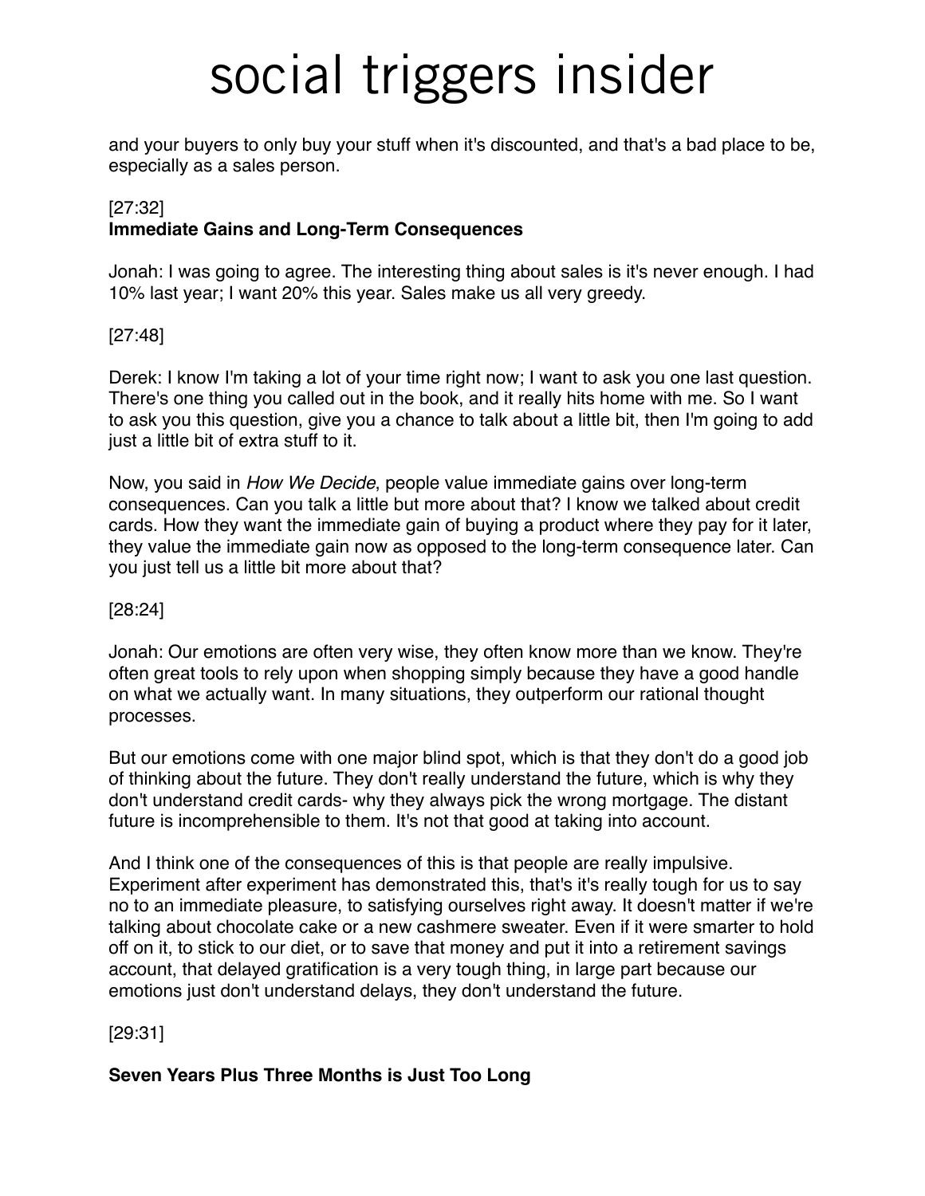and your buyers to only buy your stuff when it's discounted, and that's a bad place to be, especially as a sales person.

[27:32]
**Immediate Gains and Long-Term Consequences**

Jonah: I was going to agree. The interesting thing about sales is it's never enough. I had 10% last year; I want 20% this year. Sales make us all very greedy.

[27:48]

Derek: I know I'm taking a lot of your time right now; I want to ask you one last question. There's one thing you called out in the book, and it really hits home with me. So I want to ask you this question, give you a chance to talk about a little bit, then I'm going to add just a little bit of extra stuff to it.

Now, you said in *How We Decide*, people value immediate gains over long-term consequences. Can you talk a little but more about that? I know we talked about credit cards. How they want the immediate gain of buying a product where they pay for it later, they value the immediate gain now as opposed to the long-term consequence later. Can you just tell us a little bit more about that?

[28:24]

Jonah: Our emotions are often very wise, they often know more than we know. They're often great tools to rely upon when shopping simply because they have a good handle on what we actually want. In many situations, they outperform our rational thought processes.

But our emotions come with one major blind spot, which is that they don't do a good job of thinking about the future. They don't really understand the future, which is why they don't understand credit cards- why they always pick the wrong mortgage. The distant future is incomprehensible to them. It's not that good at taking into account.

And I think one of the consequences of this is that people are really impulsive. Experiment after experiment has demonstrated this, that's it's really tough for us to say no to an immediate pleasure, to satisfying ourselves right away. It doesn't matter if we're talking about chocolate cake or a new cashmere sweater. Even if it were smarter to hold off on it, to stick to our diet, or to save that money and put it into a retirement savings account, that delayed gratification is a very tough thing, in large part because our emotions just don't understand delays, they don't understand the future.

[29:31]

**Seven Years Plus Three Months is Just Too Long**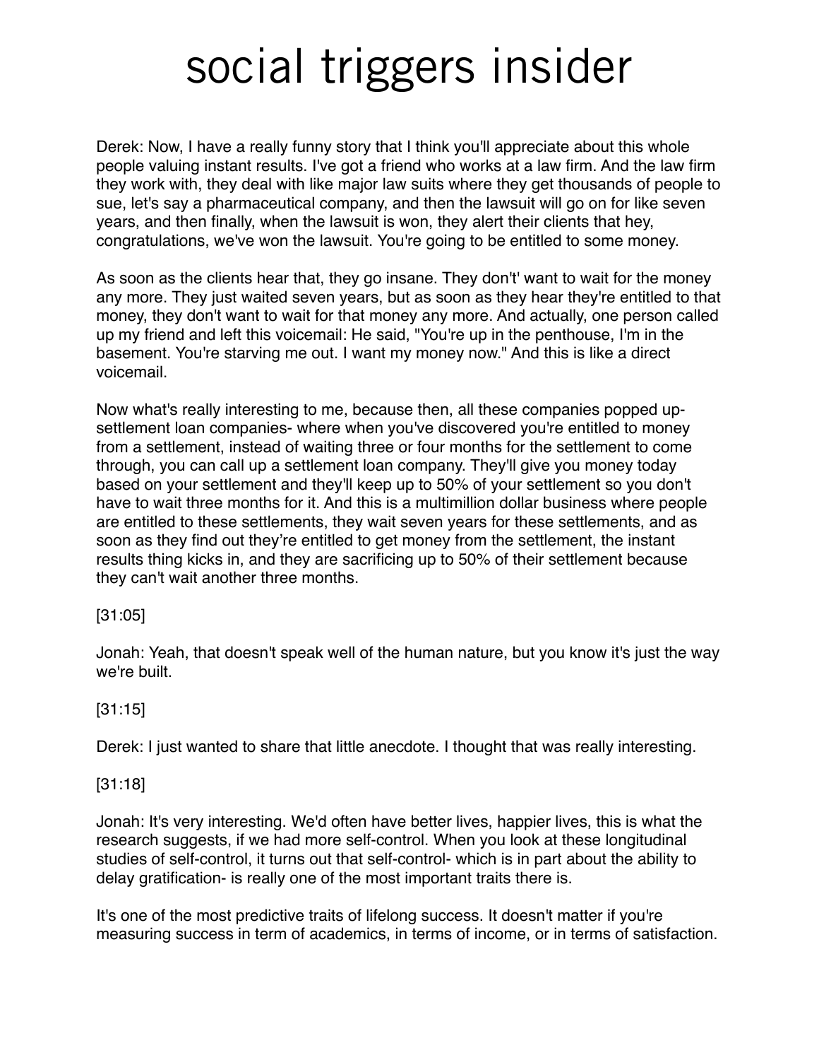Derek: Now, I have a really funny story that I think you'll appreciate about this whole people valuing instant results. I've got a friend who works at a law firm. And the law firm they work with, they deal with like major law suits where they get thousands of people to sue, let's say a pharmaceutical company, and then the lawsuit will go on for like seven years, and then finally, when the lawsuit is won, they alert their clients that hey, congratulations, we've won the lawsuit. You're going to be entitled to some money.

As soon as the clients hear that, they go insane. They don't' want to wait for the money any more. They just waited seven years, but as soon as they hear they're entitled to that money, they don't want to wait for that money any more. And actually, one person called up my friend and left this voicemail: He said, "You're up in the penthouse, I'm in the basement. You're starving me out. I want my money now." And this is like a direct voicemail.

Now what's really interesting to me, because then, all these companies popped up- settlement loan companies- where when you've discovered you're entitled to money from a settlement, instead of waiting three or four months for the settlement to come through, you can call up a settlement loan company. They'll give you money today based on your settlement and they'll keep up to 50% of your settlement so you don't have to wait three months for it. And this is a multimillion dollar business where people are entitled to these settlements, they wait seven years for these settlements, and as soon as they find out they're entitled to get money from the settlement, the instant results thing kicks in, and they are sacrificing up to 50% of their settlement because they can't wait another three months.

[31:05]

Jonah: Yeah, that doesn't speak well of the human nature, but you know it's just the way we're built.

[31:15]

Derek: I just wanted to share that little anecdote. I thought that was really interesting.

[31:18]

Jonah: It's very interesting. We'd often have better lives, happier lives, this is what the research suggests, if we had more self-control. When you look at these longitudinal studies of self-control, it turns out that self-control- which is in part about the ability to delay gratification- is really one of the most important traits there is.

It's one of the most predictive traits of lifelong success. It doesn't matter if you're measuring success in term of academics, in terms of income, or in terms of satisfaction.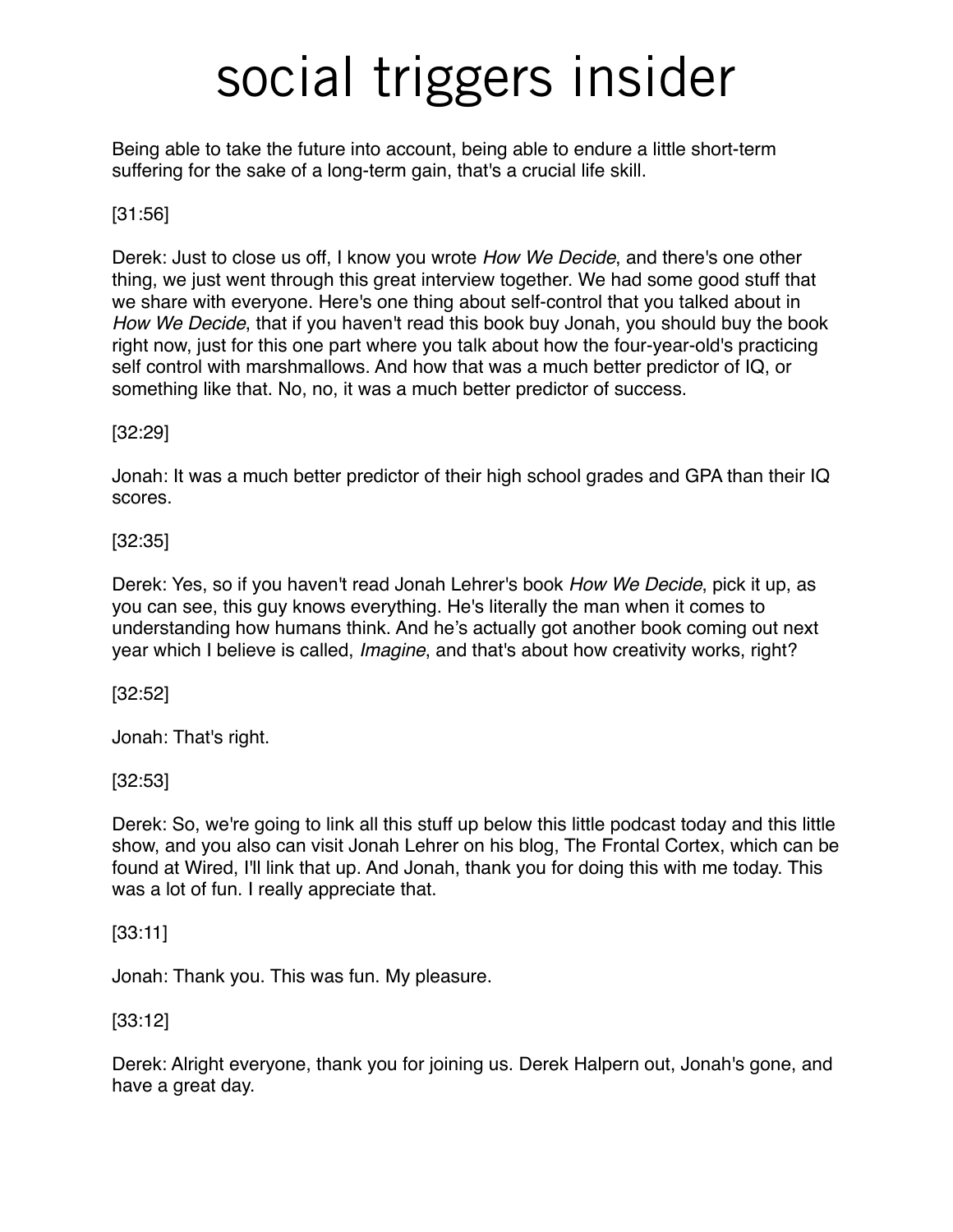Being able to take the future into account, being able to endure a little short-term suffering for the sake of a long-term gain, that's a crucial life skill.

[31:56]

Derek: Just to close us off, I know you wrote *How We Decide*, and there's one other thing, we just went through this great interview together. We had some good stuff that we share with everyone. Here's one thing about self-control that you talked about in *How We Decide*, that if you haven't read this book buy Jonah, you should buy the book right now, just for this one part where you talk about how the four-year-old's practicing self control with marshmallows. And how that was a much better predictor of IQ, or something like that. No, no, it was a much better predictor of success.

[32:29]

Jonah: It was a much better predictor of their high school grades and GPA than their IQ scores.

[32:35]

Derek: Yes, so if you haven't read Jonah Lehrer's book *How We Decide*, pick it up, as you can see, this guy knows everything. He's literally the man when it comes to understanding how humans think. And he's actually got another book coming out next year which I believe is called, *Imagine*, and that's about how creativity works, right?

[32:52]

Jonah: That's right.

[32:53]

Derek: So, we're going to link all this stuff up below this little podcast today and this little show, and you also can visit Jonah Lehrer on his blog, The Frontal Cortex, which can be found at Wired, I'll link that up. And Jonah, thank you for doing this with me today. This was a lot of fun. I really appreciate that.

[33:11]

Jonah: Thank you. This was fun. My pleasure.

[33:12]

Derek: Alright everyone, thank you for joining us. Derek Halpern out, Jonah's gone, and have a great day.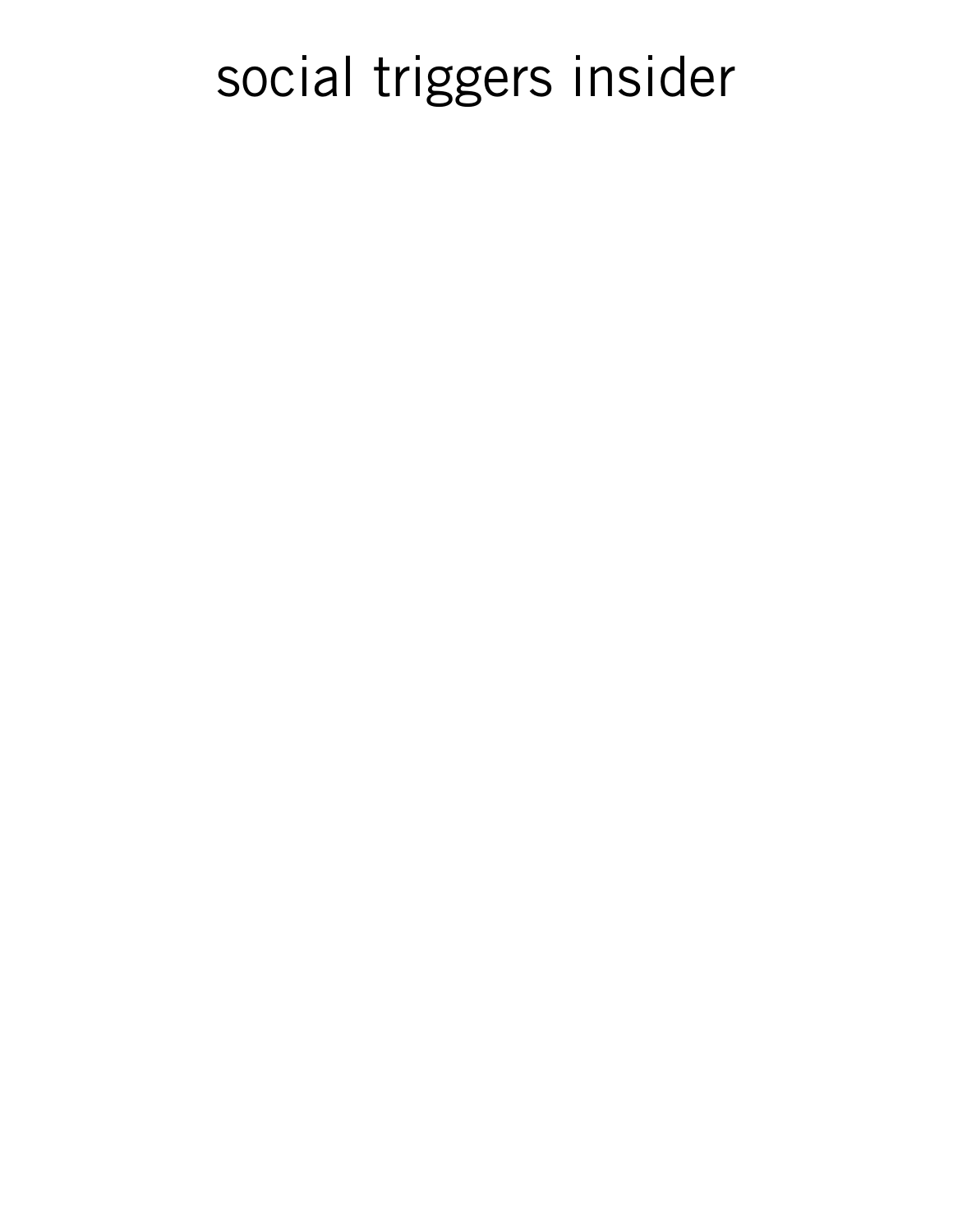social triggers insider